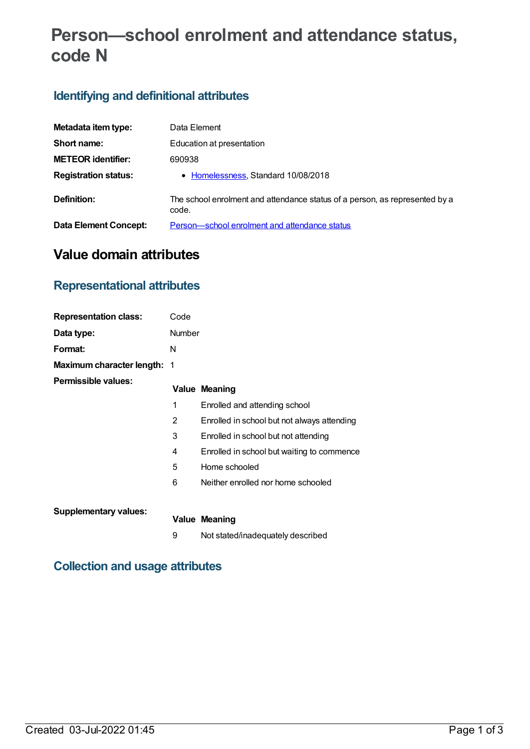# Person—school enrolment and attendance status, code N

## Identifying and definitional attributes

| | |
|---|---|
| **Metadata item type:** | Data Element |
| **Short name:** | Education at presentation |
| **METEOR identifier:** | 690938 |
| **Registration status:** | • Homelessness, Standard 10/08/2018 |
| **Definition:** | The school enrolment and attendance status of a person, as represented by a code. |
| **Data Element Concept:** | Person—school enrolment and attendance status |

# Value domain attributes

## Representational attributes

| | |
|---|---|
| **Representation class:** | Code |
| **Data type:** | Number |
| **Format:** | N |
| **Maximum character length:** | 1 |

**Permissible values:**

| Value | Meaning |
|---|---|
| 1 | Enrolled and attending school |
| 2 | Enrolled in school but not always attending |
| 3 | Enrolled in school but not attending |
| 4 | Enrolled in school but waiting to commence |
| 5 | Home schooled |
| 6 | Neither enrolled nor home schooled |

**Supplementary values:**

| Value | Meaning |
|---|---|
| 9 | Not stated/inadequately described |

## Collection and usage attributes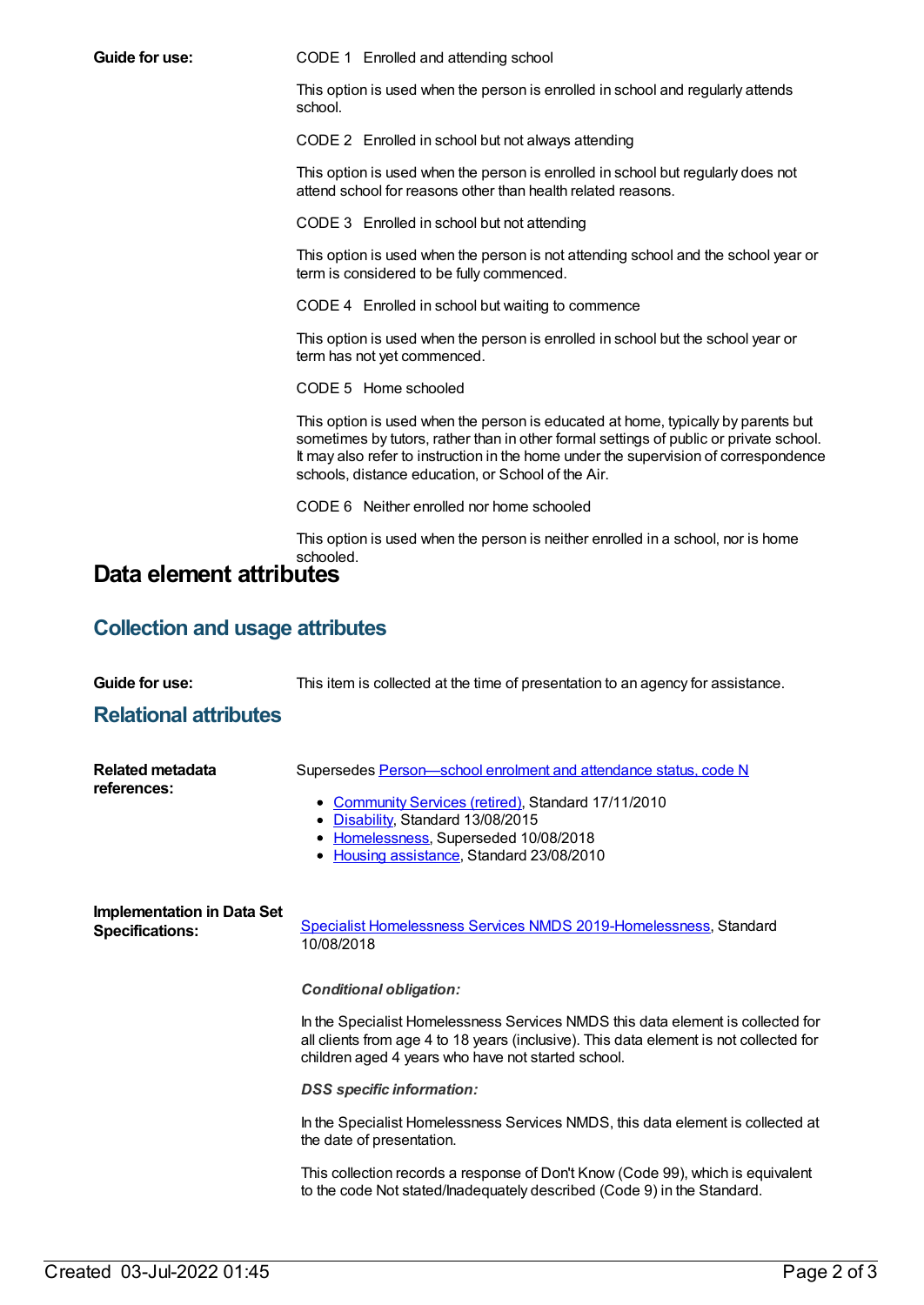**Guide for use:**

CODE 1 Enrolled and attending school

This option is used when the person is enrolled in school and regularly attends school.

CODE 2 Enrolled in school but not always attending

This option is used when the person is enrolled in school but regularly does not attend school for reasons other than health related reasons.

CODE 3 Enrolled in school but not attending

This option is used when the person is not attending school and the school year or term is considered to be fully commenced.

CODE 4 Enrolled in school but waiting to commence

This option is used when the person is enrolled in school but the school year or term has not yet commenced.

CODE 5 Home schooled

This option is used when the person is educated at home, typically by parents but sometimes by tutors, rather than in other formal settings of public or private school. It may also refer to instruction in the home under the supervision of correspondence schools, distance education, or School of the Air.

CODE 6 Neither enrolled nor home schooled

This option is used when the person is neither enrolled in a school, nor is home schooled.

# Data element attributes

## Collection and usage attributes

**Guide for use:** This item is collected at the time of presentation to an agency for assistance.

## Relational attributes

**Related metadata references:**

Supersedes Person—school enrolment and attendance status, code N

- Community Services (retired), Standard 17/11/2010
- Disability, Standard 13/08/2015
- Homelessness, Superseded 10/08/2018
- Housing assistance, Standard 23/08/2010

**Implementation in Data Set Specifications:**

Specialist Homelessness Services NMDS 2019-Homelessness, Standard 10/08/2018

***Conditional obligation:***

In the Specialist Homelessness Services NMDS this data element is collected for all clients from age 4 to 18 years (inclusive). This data element is not collected for children aged 4 years who have not started school.

***DSS specific information:***

In the Specialist Homelessness Services NMDS, this data element is collected at the date of presentation.

This collection records a response of Don't Know (Code 99), which is equivalent to the code Not stated/Inadequately described (Code 9) in the Standard.